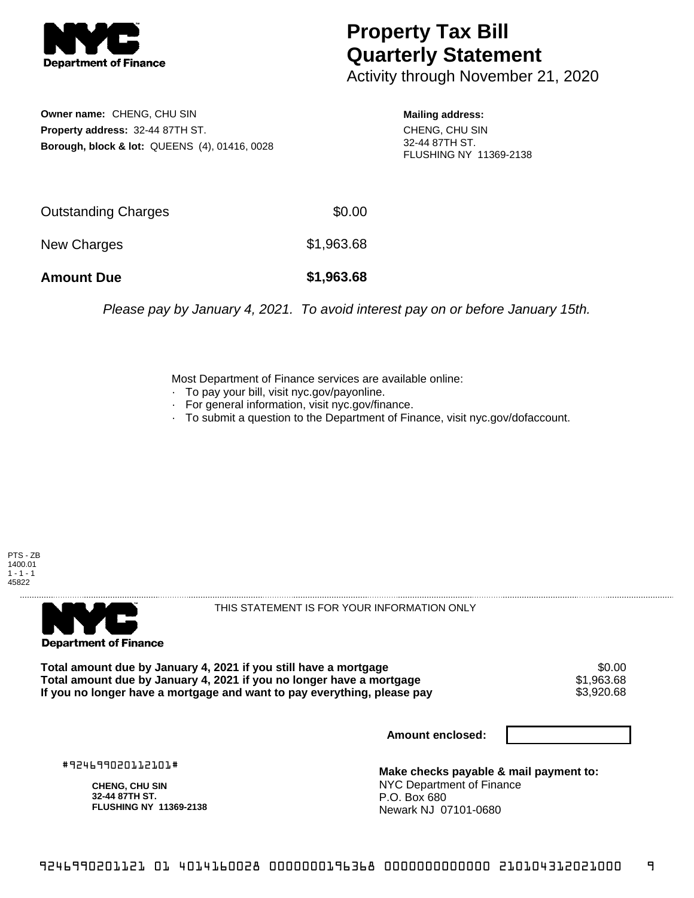**NYC Department of Finance**

# Property Tax Bill Quarterly Statement

Activity through November 21, 2020

**Owner name:** CHENG, CHU SIN
**Property address:** 32-44 87TH ST.
**Borough, block & lot:** QUEENS (4), 01416, 0028

**Mailing address:**
CHENG, CHU SIN
32-44 87TH ST.
FLUSHING NY 11369-2138

| | |
|---|---|
| Outstanding Charges | $0.00 |
| New Charges | $1,963.68 |
| **Amount Due** | **$1,963.68** |

*Please pay by January 4, 2021. To avoid interest pay on or before January 15th.*

Most Department of Finance services are available online:
- To pay your bill, visit nyc.gov/payonline.
- For general information, visit nyc.gov/finance.
- To submit a question to the Department of Finance, visit nyc.gov/dofaccount.

PTS - ZB
1400.01
1 - 1 - 1
45822

---

**NYC Department of Finance**

THIS STATEMENT IS FOR YOUR INFORMATION ONLY

| | |
|---|---|
| **Total amount due by January 4, 2021 if you still have a mortgage** | $0.00 |
| **Total amount due by January 4, 2021 if you no longer have a mortgage** | $1,963.68 |
| **If you no longer have a mortgage and want to pay everything, please pay** | $3,920.68 |

**Amount enclosed:**

#924699020112101#

**CHENG, CHU SIN**
**32-44 87TH ST.**
**FLUSHING NY 11369-2138**

**Make checks payable & mail payment to:**
NYC Department of Finance
P.O. Box 680
Newark NJ 07101-0680

9246990201121 01 4014160028 0000000196368 0000000000000 210104312021000 9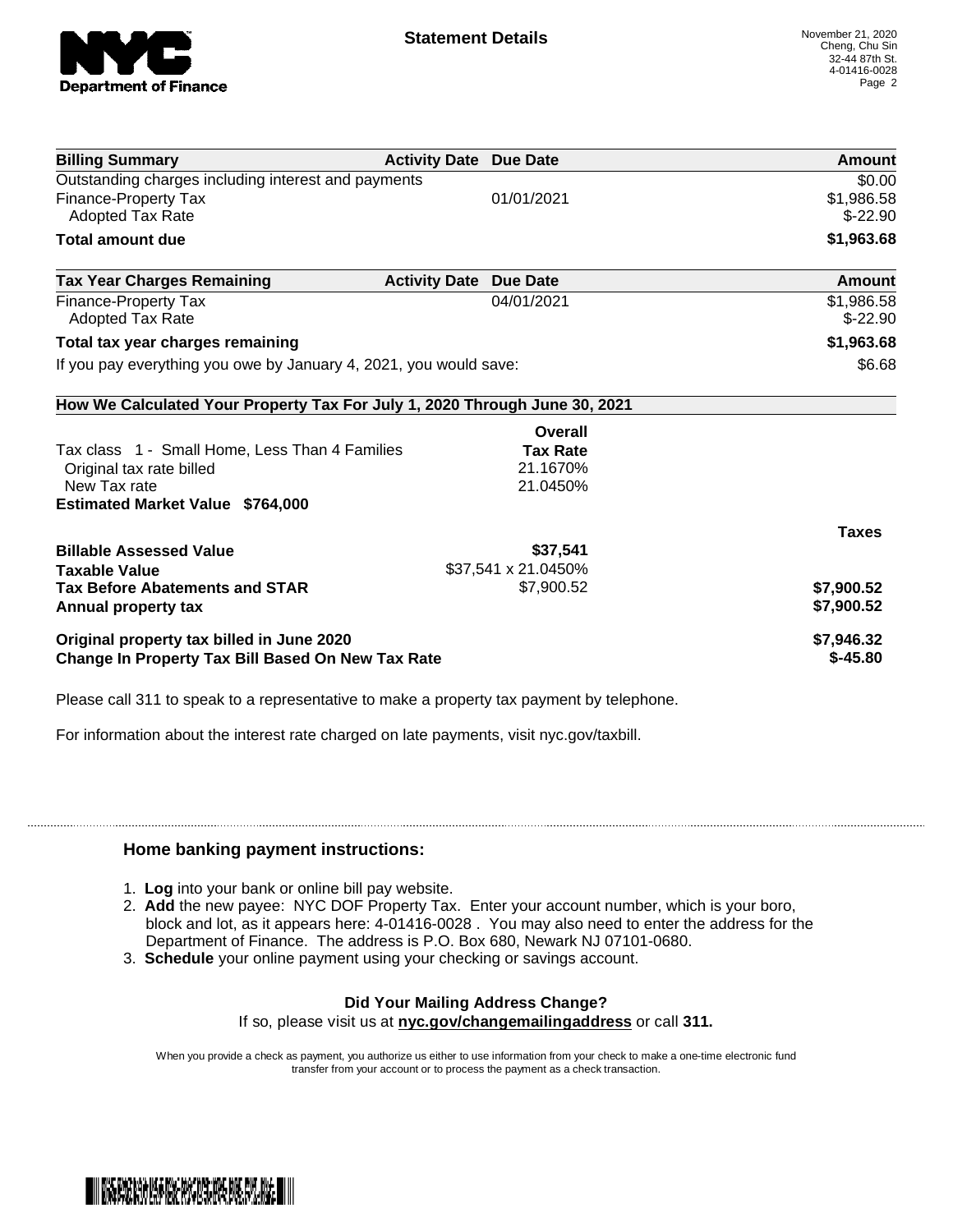**Department of Finance**

## Statement Details

November 21, 2020
Cheng, Chu Sin
32-44 87th St.
4-01416-0028

| Billing Summary | Activity Date | Due Date | Amount |
|---|---|---|---|
| Outstanding charges including interest and payments | | | $0.00 |
| Finance-Property Tax | | 01/01/2021 | $1,986.58 |
| Adopted Tax Rate | | | $-22.90 |
| **Total amount due** | | | **$1,963.68** |

| Tax Year Charges Remaining | Activity Date | Due Date | Amount |
|---|---|---|---|
| Finance-Property Tax | | 04/01/2021 | $1,986.58 |
| Adopted Tax Rate | | | $-22.90 |
| **Total tax year charges remaining** | | | **$1,963.68** |
| If you pay everything you owe by January 4, 2021, you would save: | | | $6.68 |

**How We Calculated Your Property Tax For July 1, 2020 Through June 30, 2021**

| | Overall Tax Rate | Taxes |
|---|---|---|
| Tax class 1 - Small Home, Less Than 4 Families | | |
| Original tax rate billed | 21.1670% | |
| New Tax rate | 21.0450% | |
| **Estimated Market Value $764,000** | | |
| **Billable Assessed Value** | $37,541 | |
| **Taxable Value** | $37,541 x 21.0450% | |
| **Tax Before Abatements and STAR** | $7,900.52 | $7,900.52 |
| **Annual property tax** | | $7,900.52 |
| **Original property tax billed in June 2020** | | $7,946.32 |
| **Change In Property Tax Bill Based On New Tax Rate** | | $-45.80 |

Please call 311 to speak to a representative to make a property tax payment by telephone.

For information about the interest rate charged on late payments, visit nyc.gov/taxbill.

### Home banking payment instructions:

1. **Log** into your bank or online bill pay website.
2. **Add** the new payee: NYC DOF Property Tax. Enter your account number, which is your boro, block and lot, as it appears here: 4-01416-0028 . You may also need to enter the address for the Department of Finance. The address is P.O. Box 680, Newark NJ 07101-0680.
3. **Schedule** your online payment using your checking or savings account.

**Did Your Mailing Address Change?**
If so, please visit us at **nyc.gov/changemailingaddress** or call **311.**

When you provide a check as payment, you authorize us either to use information from your check to make a one-time electronic fund transfer from your account or to process the payment as a check transaction.